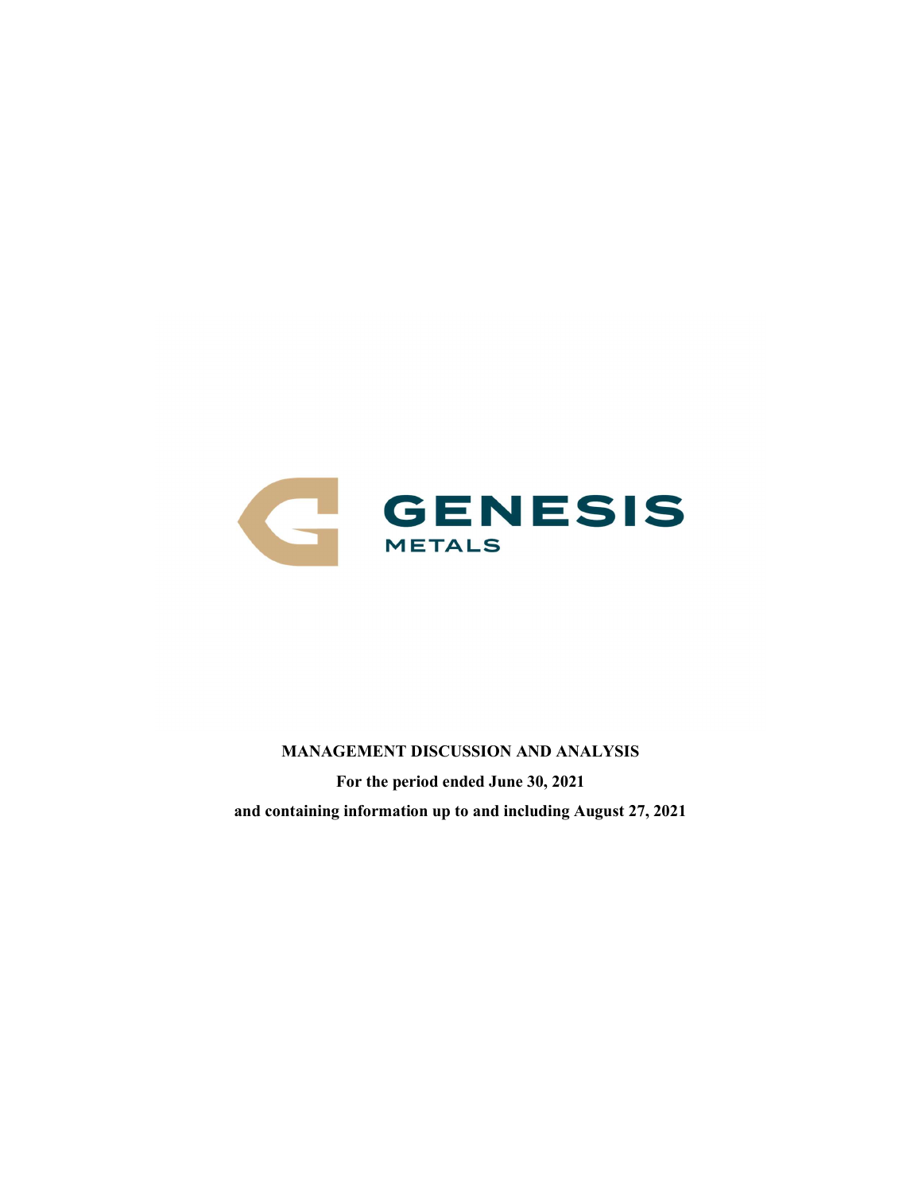GENESIS
METALS

**MANAGEMENT DISCUSSION AND ANALYSIS**

**For the period ended June 30, 2021**

**and containing information up to and including August 27, 2021**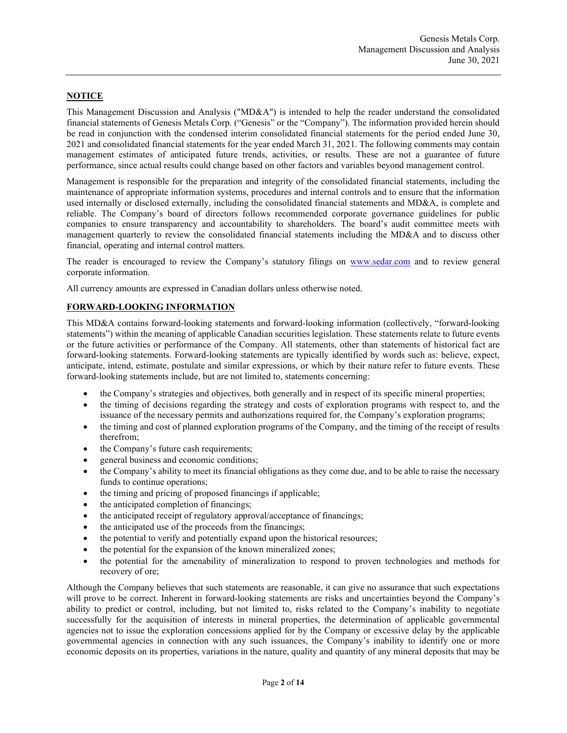## NOTICE

This Management Discussion and Analysis ("MD&A") is intended to help the reader understand the consolidated financial statements of Genesis Metals Corp. ("Genesis" or the "Company"). The information provided herein should be read in conjunction with the condensed interim consolidated financial statements for the period ended June 30, 2021 and consolidated financial statements for the year ended March 31, 2021. The following comments may contain management estimates of anticipated future trends, activities, or results. These are not a guarantee of future performance, since actual results could change based on other factors and variables beyond management control.

Management is responsible for the preparation and integrity of the consolidated financial statements, including the maintenance of appropriate information systems, procedures and internal controls and to ensure that the information used internally or disclosed externally, including the consolidated financial statements and MD&A, is complete and reliable. The Company's board of directors follows recommended corporate governance guidelines for public companies to ensure transparency and accountability to shareholders. The board's audit committee meets with management quarterly to review the consolidated financial statements including the MD&A and to discuss other financial, operating and internal control matters.

The reader is encouraged to review the Company's statutory filings on www.sedar.com and to review general corporate information.

All currency amounts are expressed in Canadian dollars unless otherwise noted.

## FORWARD-LOOKING INFORMATION

This MD&A contains forward-looking statements and forward-looking information (collectively, "forward-looking statements") within the meaning of applicable Canadian securities legislation. These statements relate to future events or the future activities or performance of the Company. All statements, other than statements of historical fact are forward-looking statements. Forward-looking statements are typically identified by words such as: believe, expect, anticipate, intend, estimate, postulate and similar expressions, or which by their nature refer to future events. These forward-looking statements include, but are not limited to, statements concerning:

- the Company's strategies and objectives, both generally and in respect of its specific mineral properties;
- the timing of decisions regarding the strategy and costs of exploration programs with respect to, and the issuance of the necessary permits and authorizations required for, the Company's exploration programs;
- the timing and cost of planned exploration programs of the Company, and the timing of the receipt of results therefrom;
- the Company's future cash requirements;
- general business and economic conditions;
- the Company's ability to meet its financial obligations as they come due, and to be able to raise the necessary funds to continue operations;
- the timing and pricing of proposed financings if applicable;
- the anticipated completion of financings;
- the anticipated receipt of regulatory approval/acceptance of financings;
- the anticipated use of the proceeds from the financings;
- the potential to verify and potentially expand upon the historical resources;
- the potential for the expansion of the known mineralized zones;
- the potential for the amenability of mineralization to respond to proven technologies and methods for recovery of ore;

Although the Company believes that such statements are reasonable, it can give no assurance that such expectations will prove to be correct. Inherent in forward-looking statements are risks and uncertainties beyond the Company's ability to predict or control, including, but not limited to, risks related to the Company's inability to negotiate successfully for the acquisition of interests in mineral properties, the determination of applicable governmental agencies not to issue the exploration concessions applied for by the Company or excessive delay by the applicable governmental agencies in connection with any such issuances, the Company's inability to identify one or more economic deposits on its properties, variations in the nature, quality and quantity of any mineral deposits that may be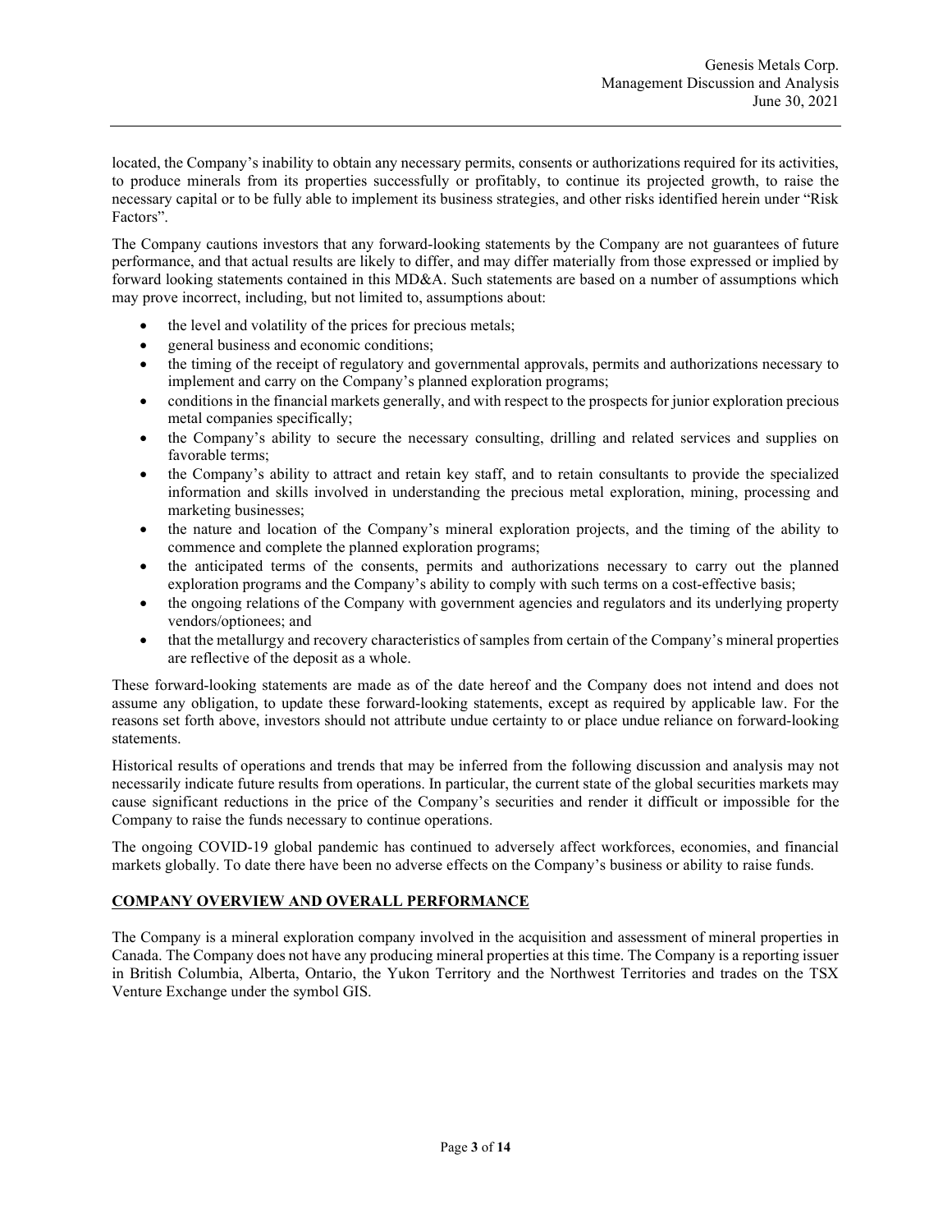located, the Company's inability to obtain any necessary permits, consents or authorizations required for its activities, to produce minerals from its properties successfully or profitably, to continue its projected growth, to raise the necessary capital or to be fully able to implement its business strategies, and other risks identified herein under "Risk Factors".

The Company cautions investors that any forward-looking statements by the Company are not guarantees of future performance, and that actual results are likely to differ, and may differ materially from those expressed or implied by forward looking statements contained in this MD&A. Such statements are based on a number of assumptions which may prove incorrect, including, but not limited to, assumptions about:

- the level and volatility of the prices for precious metals;
- general business and economic conditions;
- the timing of the receipt of regulatory and governmental approvals, permits and authorizations necessary to implement and carry on the Company's planned exploration programs;
- conditions in the financial markets generally, and with respect to the prospects for junior exploration precious metal companies specifically;
- the Company's ability to secure the necessary consulting, drilling and related services and supplies on favorable terms;
- the Company's ability to attract and retain key staff, and to retain consultants to provide the specialized information and skills involved in understanding the precious metal exploration, mining, processing and marketing businesses;
- the nature and location of the Company's mineral exploration projects, and the timing of the ability to commence and complete the planned exploration programs;
- the anticipated terms of the consents, permits and authorizations necessary to carry out the planned exploration programs and the Company's ability to comply with such terms on a cost-effective basis;
- the ongoing relations of the Company with government agencies and regulators and its underlying property vendors/optionees; and
- that the metallurgy and recovery characteristics of samples from certain of the Company's mineral properties are reflective of the deposit as a whole.

These forward-looking statements are made as of the date hereof and the Company does not intend and does not assume any obligation, to update these forward-looking statements, except as required by applicable law. For the reasons set forth above, investors should not attribute undue certainty to or place undue reliance on forward-looking statements.

Historical results of operations and trends that may be inferred from the following discussion and analysis may not necessarily indicate future results from operations. In particular, the current state of the global securities markets may cause significant reductions in the price of the Company's securities and render it difficult or impossible for the Company to raise the funds necessary to continue operations.

The ongoing COVID-19 global pandemic has continued to adversely affect workforces, economies, and financial markets globally. To date there have been no adverse effects on the Company's business or ability to raise funds.

## COMPANY OVERVIEW AND OVERALL PERFORMANCE

The Company is a mineral exploration company involved in the acquisition and assessment of mineral properties in Canada. The Company does not have any producing mineral properties at this time. The Company is a reporting issuer in British Columbia, Alberta, Ontario, the Yukon Territory and the Northwest Territories and trades on the TSX Venture Exchange under the symbol GIS.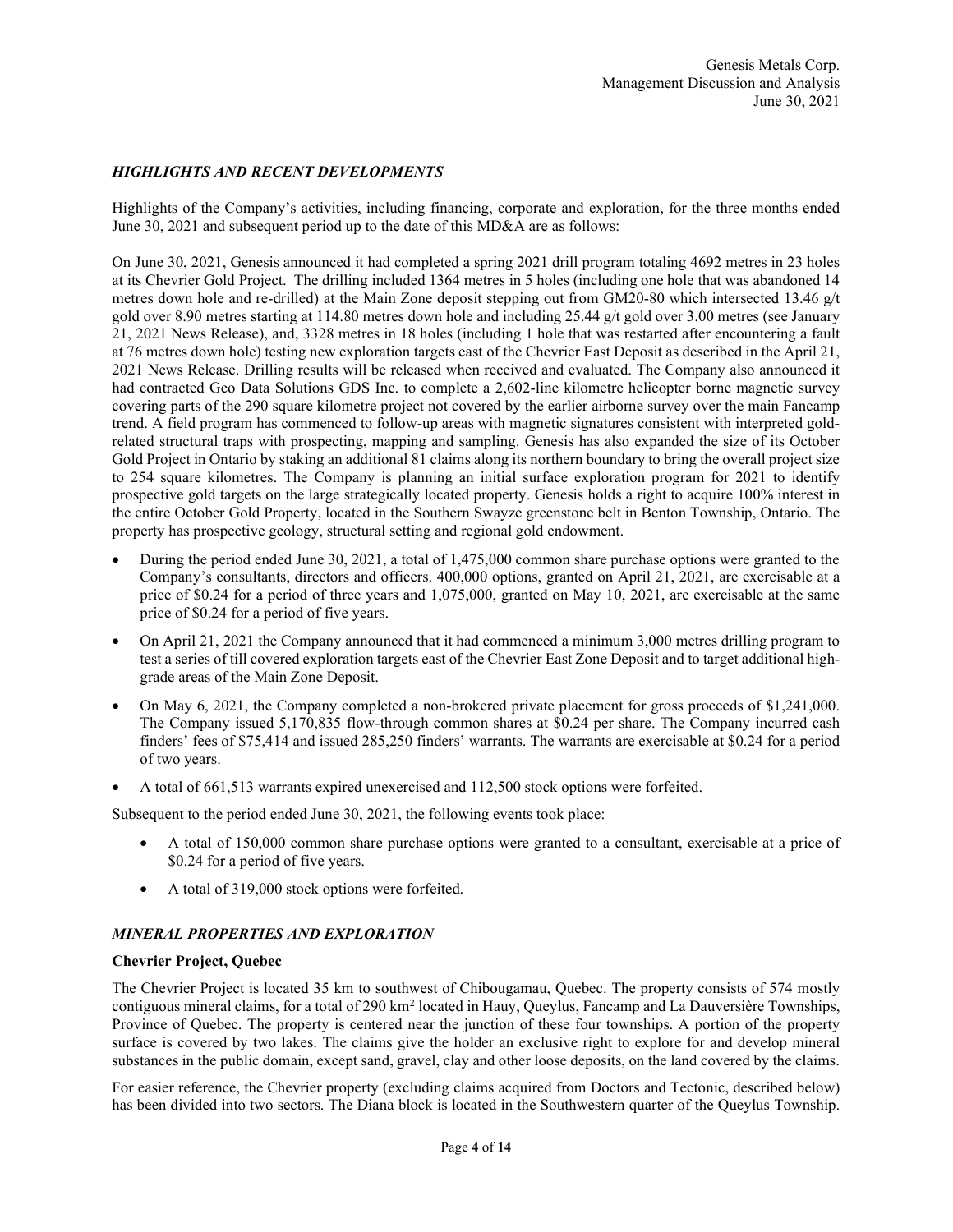## *HIGHLIGHTS AND RECENT DEVELOPMENTS*

Highlights of the Company's activities, including financing, corporate and exploration, for the three months ended June 30, 2021 and subsequent period up to the date of this MD&A are as follows:

On June 30, 2021, Genesis announced it had completed a spring 2021 drill program totaling 4692 metres in 23 holes at its Chevrier Gold Project. The drilling included 1364 metres in 5 holes (including one hole that was abandoned 14 metres down hole and re-drilled) at the Main Zone deposit stepping out from GM20-80 which intersected 13.46 g/t gold over 8.90 metres starting at 114.80 metres down hole and including 25.44 g/t gold over 3.00 metres (see January 21, 2021 News Release), and, 3328 metres in 18 holes (including 1 hole that was restarted after encountering a fault at 76 metres down hole) testing new exploration targets east of the Chevrier East Deposit as described in the April 21, 2021 News Release. Drilling results will be released when received and evaluated. The Company also announced it had contracted Geo Data Solutions GDS Inc. to complete a 2,602-line kilometre helicopter borne magnetic survey covering parts of the 290 square kilometre project not covered by the earlier airborne survey over the main Fancamp trend. A field program has commenced to follow-up areas with magnetic signatures consistent with interpreted gold-related structural traps with prospecting, mapping and sampling. Genesis has also expanded the size of its October Gold Project in Ontario by staking an additional 81 claims along its northern boundary to bring the overall project size to 254 square kilometres. The Company is planning an initial surface exploration program for 2021 to identify prospective gold targets on the large strategically located property. Genesis holds a right to acquire 100% interest in the entire October Gold Property, located in the Southern Swayze greenstone belt in Benton Township, Ontario. The property has prospective geology, structural setting and regional gold endowment.

- During the period ended June 30, 2021, a total of 1,475,000 common share purchase options were granted to the Company's consultants, directors and officers. 400,000 options, granted on April 21, 2021, are exercisable at a price of $0.24 for a period of three years and 1,075,000, granted on May 10, 2021, are exercisable at the same price of $0.24 for a period of five years.
- On April 21, 2021 the Company announced that it had commenced a minimum 3,000 metres drilling program to test a series of till covered exploration targets east of the Chevrier East Zone Deposit and to target additional high-grade areas of the Main Zone Deposit.
- On May 6, 2021, the Company completed a non-brokered private placement for gross proceeds of $1,241,000. The Company issued 5,170,835 flow-through common shares at $0.24 per share. The Company incurred cash finders' fees of $75,414 and issued 285,250 finders' warrants. The warrants are exercisable at $0.24 for a period of two years.
- A total of 661,513 warrants expired unexercised and 112,500 stock options were forfeited.

Subsequent to the period ended June 30, 2021, the following events took place:

- A total of 150,000 common share purchase options were granted to a consultant, exercisable at a price of $0.24 for a period of five years.
- A total of 319,000 stock options were forfeited.

## *MINERAL PROPERTIES AND EXPLORATION*

### Chevrier Project, Quebec

The Chevrier Project is located 35 km to southwest of Chibougamau, Quebec. The property consists of 574 mostly contiguous mineral claims, for a total of 290 km$^2$ located in Hauy, Queylus, Fancamp and La Dauversière Townships, Province of Quebec. The property is centered near the junction of these four townships. A portion of the property surface is covered by two lakes. The claims give the holder an exclusive right to explore for and develop mineral substances in the public domain, except sand, gravel, clay and other loose deposits, on the land covered by the claims.

For easier reference, the Chevrier property (excluding claims acquired from Doctors and Tectonic, described below) has been divided into two sectors. The Diana block is located in the Southwestern quarter of the Queylus Township.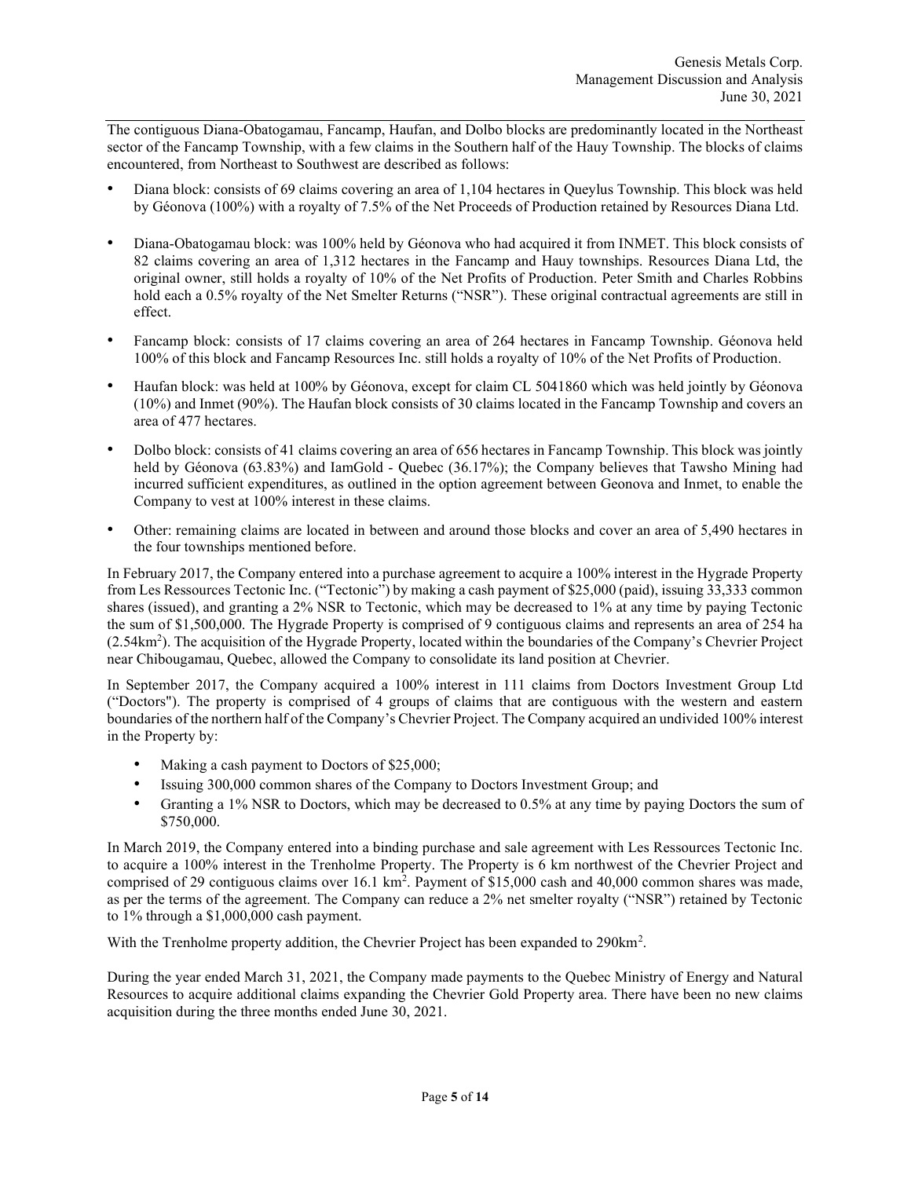The contiguous Diana-Obatogamau, Fancamp, Haufan, and Dolbo blocks are predominantly located in the Northeast sector of the Fancamp Township, with a few claims in the Southern half of the Hauy Township. The blocks of claims encountered, from Northeast to Southwest are described as follows:

- Diana block: consists of 69 claims covering an area of 1,104 hectares in Queylus Township. This block was held by Géonova (100%) with a royalty of 7.5% of the Net Proceeds of Production retained by Resources Diana Ltd.
- Diana-Obatogamau block: was 100% held by Géonova who had acquired it from INMET. This block consists of 82 claims covering an area of 1,312 hectares in the Fancamp and Hauy townships. Resources Diana Ltd, the original owner, still holds a royalty of 10% of the Net Profits of Production. Peter Smith and Charles Robbins hold each a 0.5% royalty of the Net Smelter Returns ("NSR"). These original contractual agreements are still in effect.
- Fancamp block: consists of 17 claims covering an area of 264 hectares in Fancamp Township. Géonova held 100% of this block and Fancamp Resources Inc. still holds a royalty of 10% of the Net Profits of Production.
- Haufan block: was held at 100% by Géonova, except for claim CL 5041860 which was held jointly by Géonova (10%) and Inmet (90%). The Haufan block consists of 30 claims located in the Fancamp Township and covers an area of 477 hectares.
- Dolbo block: consists of 41 claims covering an area of 656 hectares in Fancamp Township. This block was jointly held by Géonova (63.83%) and IamGold - Quebec (36.17%); the Company believes that Tawsho Mining had incurred sufficient expenditures, as outlined in the option agreement between Geonova and Inmet, to enable the Company to vest at 100% interest in these claims.
- Other: remaining claims are located in between and around those blocks and cover an area of 5,490 hectares in the four townships mentioned before.

In February 2017, the Company entered into a purchase agreement to acquire a 100% interest in the Hygrade Property from Les Ressources Tectonic Inc. ("Tectonic") by making a cash payment of $25,000 (paid), issuing 33,333 common shares (issued), and granting a 2% NSR to Tectonic, which may be decreased to 1% at any time by paying Tectonic the sum of $1,500,000. The Hygrade Property is comprised of 9 contiguous claims and represents an area of 254 ha ($2.54km^2$). The acquisition of the Hygrade Property, located within the boundaries of the Company's Chevrier Project near Chibougamau, Quebec, allowed the Company to consolidate its land position at Chevrier.

In September 2017, the Company acquired a 100% interest in 111 claims from Doctors Investment Group Ltd ("Doctors"). The property is comprised of 4 groups of claims that are contiguous with the western and eastern boundaries of the northern half of the Company's Chevrier Project. The Company acquired an undivided 100% interest in the Property by:

- Making a cash payment to Doctors of $25,000;
- Issuing 300,000 common shares of the Company to Doctors Investment Group; and
- Granting a 1% NSR to Doctors, which may be decreased to 0.5% at any time by paying Doctors the sum of $750,000.

In March 2019, the Company entered into a binding purchase and sale agreement with Les Ressources Tectonic Inc. to acquire a 100% interest in the Trenholme Property. The Property is 6 km northwest of the Chevrier Project and comprised of 29 contiguous claims over 16.1 $km^2$. Payment of $15,000 cash and 40,000 common shares was made, as per the terms of the agreement. The Company can reduce a 2% net smelter royalty ("NSR") retained by Tectonic to 1% through a $1,000,000 cash payment.

With the Trenholme property addition, the Chevrier Project has been expanded to $290km^2$.

During the year ended March 31, 2021, the Company made payments to the Quebec Ministry of Energy and Natural Resources to acquire additional claims expanding the Chevrier Gold Property area. There have been no new claims acquisition during the three months ended June 30, 2021.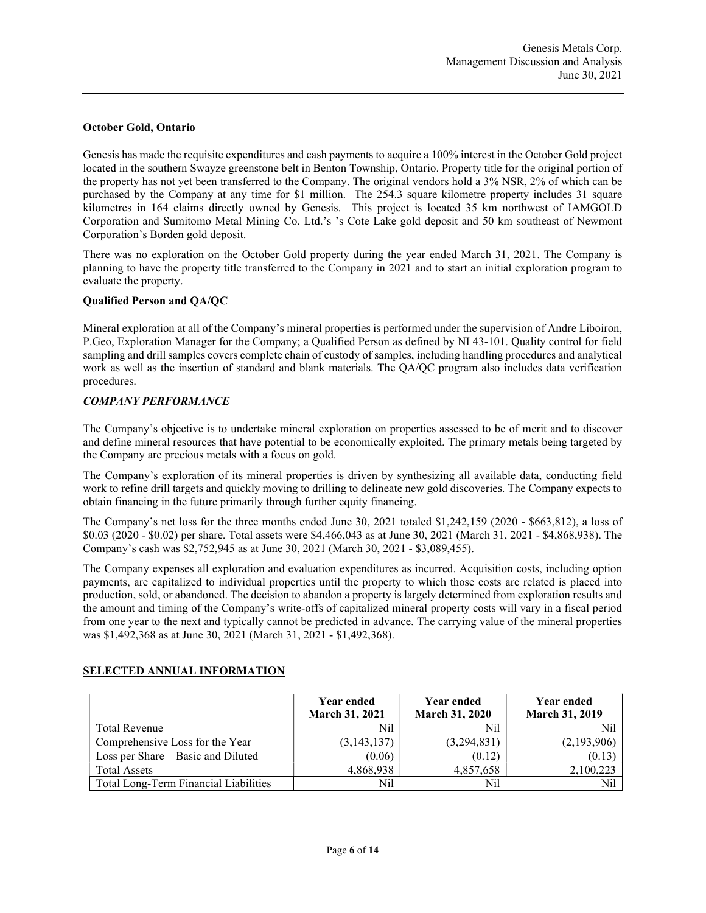### October Gold, Ontario

Genesis has made the requisite expenditures and cash payments to acquire a 100% interest in the October Gold project located in the southern Swayze greenstone belt in Benton Township, Ontario. Property title for the original portion of the property has not yet been transferred to the Company. The original vendors hold a 3% NSR, 2% of which can be purchased by the Company at any time for $1 million. The 254.3 square kilometre property includes 31 square kilometres in 164 claims directly owned by Genesis. This project is located 35 km northwest of IAMGOLD Corporation and Sumitomo Metal Mining Co. Ltd.'s 's Cote Lake gold deposit and 50 km southeast of Newmont Corporation's Borden gold deposit.

There was no exploration on the October Gold property during the year ended March 31, 2021. The Company is planning to have the property title transferred to the Company in 2021 and to start an initial exploration program to evaluate the property.

### Qualified Person and QA/QC

Mineral exploration at all of the Company's mineral properties is performed under the supervision of Andre Liboiron, P.Geo, Exploration Manager for the Company; a Qualified Person as defined by NI 43-101. Quality control for field sampling and drill samples covers complete chain of custody of samples, including handling procedures and analytical work as well as the insertion of standard and blank materials. The QA/QC program also includes data verification procedures.

### *COMPANY PERFORMANCE*

The Company's objective is to undertake mineral exploration on properties assessed to be of merit and to discover and define mineral resources that have potential to be economically exploited. The primary metals being targeted by the Company are precious metals with a focus on gold.

The Company's exploration of its mineral properties is driven by synthesizing all available data, conducting field work to refine drill targets and quickly moving to drilling to delineate new gold discoveries. The Company expects to obtain financing in the future primarily through further equity financing.

The Company's net loss for the three months ended June 30, 2021 totaled $1,242,159 (2020 - $663,812), a loss of $0.03 (2020 - $0.02) per share. Total assets were $4,466,043 as at June 30, 2021 (March 31, 2021 - $4,868,938). The Company's cash was $2,752,945 as at June 30, 2021 (March 30, 2021 - $3,089,455).

The Company expenses all exploration and evaluation expenditures as incurred. Acquisition costs, including option payments, are capitalized to individual properties until the property to which those costs are related is placed into production, sold, or abandoned. The decision to abandon a property is largely determined from exploration results and the amount and timing of the Company's write-offs of capitalized mineral property costs will vary in a fiscal period from one year to the next and typically cannot be predicted in advance. The carrying value of the mineral properties was $1,492,368 as at June 30, 2021 (March 31, 2021 - $1,492,368).

## SELECTED ANNUAL INFORMATION

| | Year ended March 31, 2021 | Year ended March 31, 2020 | Year ended March 31, 2019 |
|---|---|---|---|
| Total Revenue | Nil | Nil | Nil |
| Comprehensive Loss for the Year | (3,143,137) | (3,294,831) | (2,193,906) |
| Loss per Share – Basic and Diluted | (0.06) | (0.12) | (0.13) |
| Total Assets | 4,868,938 | 4,857,658 | 2,100,223 |
| Total Long-Term Financial Liabilities | Nil | Nil | Nil |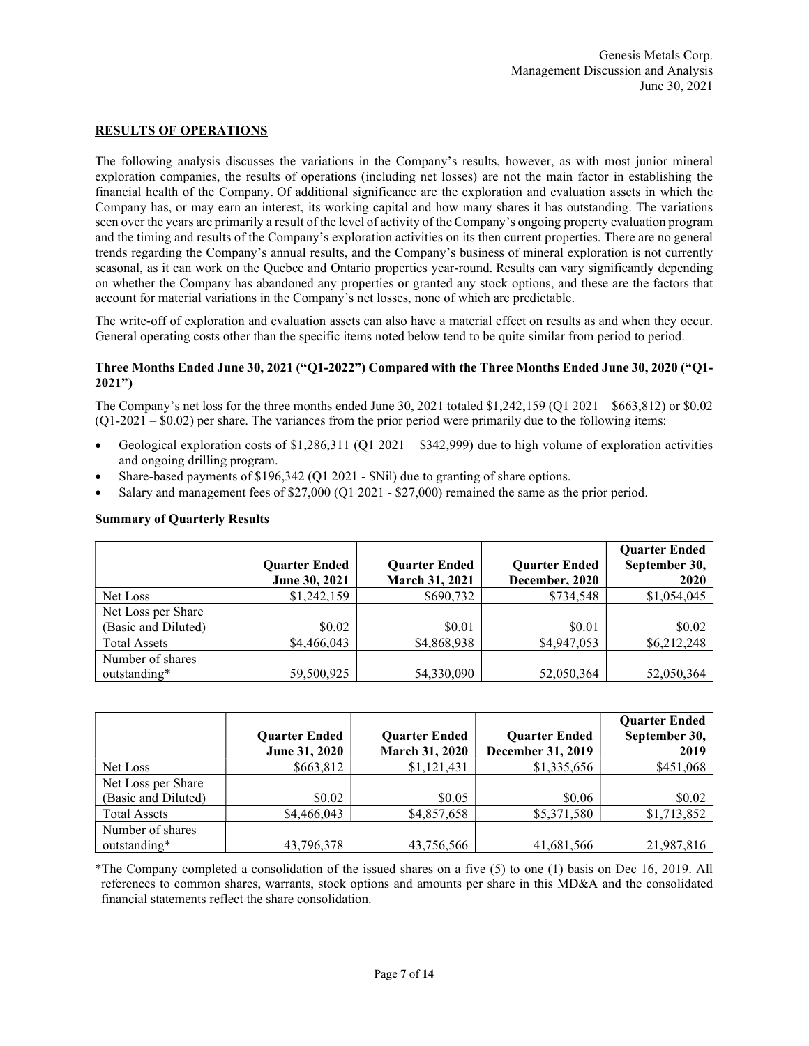## RESULTS OF OPERATIONS

The following analysis discusses the variations in the Company's results, however, as with most junior mineral exploration companies, the results of operations (including net losses) are not the main factor in establishing the financial health of the Company. Of additional significance are the exploration and evaluation assets in which the Company has, or may earn an interest, its working capital and how many shares it has outstanding. The variations seen over the years are primarily a result of the level of activity of the Company's ongoing property evaluation program and the timing and results of the Company's exploration activities on its then current properties. There are no general trends regarding the Company's annual results, and the Company's business of mineral exploration is not currently seasonal, as it can work on the Quebec and Ontario properties year-round. Results can vary significantly depending on whether the Company has abandoned any properties or granted any stock options, and these are the factors that account for material variations in the Company's net losses, none of which are predictable.

The write-off of exploration and evaluation assets can also have a material effect on results as and when they occur. General operating costs other than the specific items noted below tend to be quite similar from period to period.

### Three Months Ended June 30, 2021 ("Q1-2022") Compared with the Three Months Ended June 30, 2020 ("Q1-2021")

The Company's net loss for the three months ended June 30, 2021 totaled $1,242,159 (Q1 2021 – $663,812) or $0.02 (Q1-2021 – $0.02) per share. The variances from the prior period were primarily due to the following items:

- Geological exploration costs of $1,286,311 (Q1 2021 – $342,999) due to high volume of exploration activities and ongoing drilling program.
- Share-based payments of $196,342 (Q1 2021 - $Nil) due to granting of share options.
- Salary and management fees of $27,000 (Q1 2021 - $27,000) remained the same as the prior period.

### Summary of Quarterly Results

| | Quarter Ended June 30, 2021 | Quarter Ended March 31, 2021 | Quarter Ended December, 2020 | Quarter Ended September 30, 2020 |
|---|---|---|---|---|
| Net Loss | $1,242,159 | $690,732 | $734,548 | $1,054,045 |
| Net Loss per Share (Basic and Diluted) | $0.02 | $0.01 | $0.01 | $0.02 |
| Total Assets | $4,466,043 | $4,868,938 | $4,947,053 | $6,212,248 |
| Number of shares outstanding* | 59,500,925 | 54,330,090 | 52,050,364 | 52,050,364 |

| | Quarter Ended June 31, 2020 | Quarter Ended March 31, 2020 | Quarter Ended December 31, 2019 | Quarter Ended September 30, 2019 |
|---|---|---|---|---|
| Net Loss | $663,812 | $1,121,431 | $1,335,656 | $451,068 |
| Net Loss per Share (Basic and Diluted) | $0.02 | $0.05 | $0.06 | $0.02 |
| Total Assets | $4,466,043 | $4,857,658 | $5,371,580 | $1,713,852 |
| Number of shares outstanding* | 43,796,378 | 43,756,566 | 41,681,566 | 21,987,816 |

*The Company completed a consolidation of the issued shares on a five (5) to one (1) basis on Dec 16, 2019. All references to common shares, warrants, stock options and amounts per share in this MD&A and the consolidated financial statements reflect the share consolidation.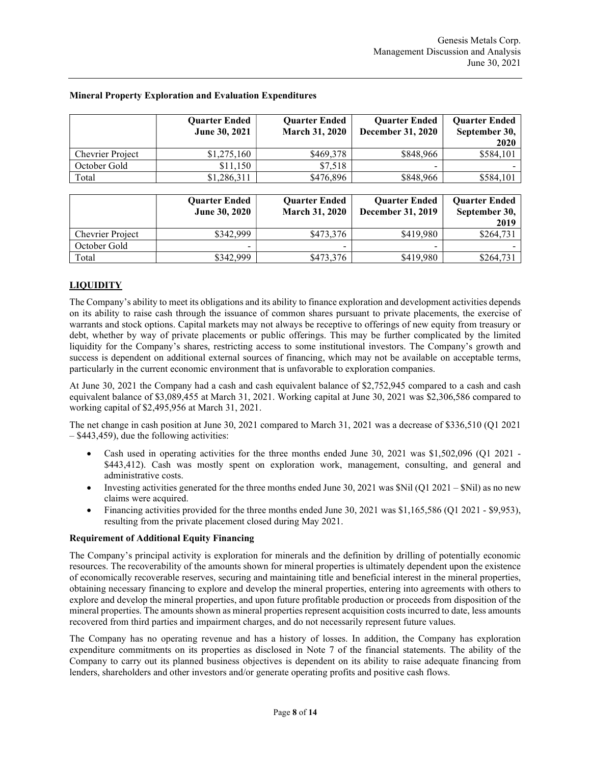**Mineral Property Exploration and Evaluation Expenditures**

| | Quarter Ended June 30, 2021 | Quarter Ended March 31, 2020 | Quarter Ended December 31, 2020 | Quarter Ended September 30, 2020 |
|---|---|---|---|---|
| Chevrier Project | $1,275,160 | $469,378 | $848,966 | $584,101 |
| October Gold | $11,150 | $7,518 | - | - |
| Total | $1,286,311 | $476,896 | $848,966 | $584,101 |

| | Quarter Ended June 30, 2020 | Quarter Ended March 31, 2020 | Quarter Ended December 31, 2019 | Quarter Ended September 30, 2019 |
|---|---|---|---|---|
| Chevrier Project | $342,999 | $473,376 | $419,980 | $264,731 |
| October Gold | - | - | - | - |
| Total | $342,999 | $473,376 | $419,980 | $264,731 |

## LIQUIDITY

The Company's ability to meet its obligations and its ability to finance exploration and development activities depends on its ability to raise cash through the issuance of common shares pursuant to private placements, the exercise of warrants and stock options. Capital markets may not always be receptive to offerings of new equity from treasury or debt, whether by way of private placements or public offerings. This may be further complicated by the limited liquidity for the Company's shares, restricting access to some institutional investors. The Company's growth and success is dependent on additional external sources of financing, which may not be available on acceptable terms, particularly in the current economic environment that is unfavorable to exploration companies.

At June 30, 2021 the Company had a cash and cash equivalent balance of $2,752,945 compared to a cash and cash equivalent balance of $3,089,455 at March 31, 2021. Working capital at June 30, 2021 was $2,306,586 compared to working capital of $2,495,956 at March 31, 2021.

The net change in cash position at June 30, 2021 compared to March 31, 2021 was a decrease of $336,510 (Q1 2021 – $443,459), due the following activities:

- Cash used in operating activities for the three months ended June 30, 2021 was $1,502,096 (Q1 2021 - $443,412). Cash was mostly spent on exploration work, management, consulting, and general and administrative costs.
- Investing activities generated for the three months ended June 30, 2021 was $Nil (Q1 2021 – $Nil) as no new claims were acquired.
- Financing activities provided for the three months ended June 30, 2021 was $1,165,586 (Q1 2021 - $9,953), resulting from the private placement closed during May 2021.

**Requirement of Additional Equity Financing**

The Company's principal activity is exploration for minerals and the definition by drilling of potentially economic resources. The recoverability of the amounts shown for mineral properties is ultimately dependent upon the existence of economically recoverable reserves, securing and maintaining title and beneficial interest in the mineral properties, obtaining necessary financing to explore and develop the mineral properties, entering into agreements with others to explore and develop the mineral properties, and upon future profitable production or proceeds from disposition of the mineral properties. The amounts shown as mineral properties represent acquisition costs incurred to date, less amounts recovered from third parties and impairment charges, and do not necessarily represent future values.

The Company has no operating revenue and has a history of losses. In addition, the Company has exploration expenditure commitments on its properties as disclosed in Note 7 of the financial statements. The ability of the Company to carry out its planned business objectives is dependent on its ability to raise adequate financing from lenders, shareholders and other investors and/or generate operating profits and positive cash flows.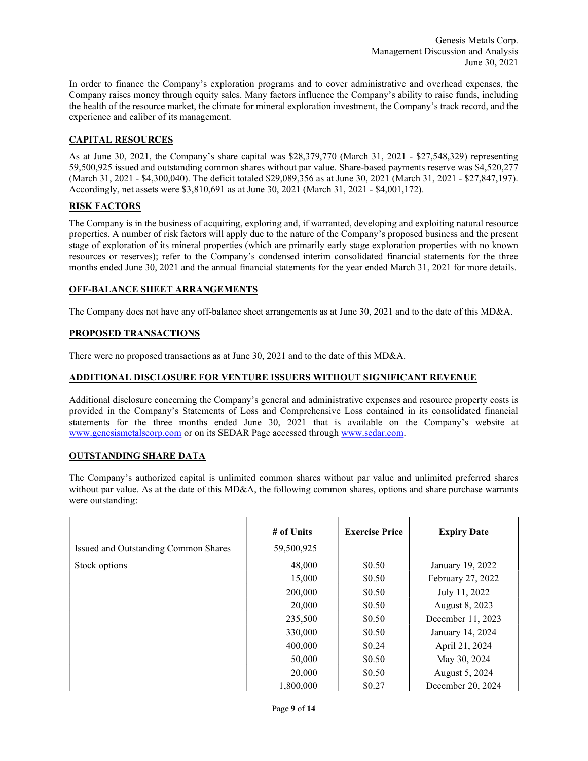In order to finance the Company's exploration programs and to cover administrative and overhead expenses, the Company raises money through equity sales. Many factors influence the Company's ability to raise funds, including the health of the resource market, the climate for mineral exploration investment, the Company's track record, and the experience and caliber of its management.

## CAPITAL RESOURCES

As at June 30, 2021, the Company's share capital was $28,379,770 (March 31, 2021 - $27,548,329) representing 59,500,925 issued and outstanding common shares without par value. Share-based payments reserve was $4,520,277 (March 31, 2021 - $4,300,040). The deficit totaled $29,089,356 as at June 30, 2021 (March 31, 2021 - $27,847,197). Accordingly, net assets were $3,810,691 as at June 30, 2021 (March 31, 2021 - $4,001,172).

## RISK FACTORS

The Company is in the business of acquiring, exploring and, if warranted, developing and exploiting natural resource properties. A number of risk factors will apply due to the nature of the Company's proposed business and the present stage of exploration of its mineral properties (which are primarily early stage exploration properties with no known resources or reserves); refer to the Company's condensed interim consolidated financial statements for the three months ended June 30, 2021 and the annual financial statements for the year ended March 31, 2021 for more details.

## OFF-BALANCE SHEET ARRANGEMENTS

The Company does not have any off-balance sheet arrangements as at June 30, 2021 and to the date of this MD&A.

## PROPOSED TRANSACTIONS

There were no proposed transactions as at June 30, 2021 and to the date of this MD&A.

## ADDITIONAL DISCLOSURE FOR VENTURE ISSUERS WITHOUT SIGNIFICANT REVENUE

Additional disclosure concerning the Company's general and administrative expenses and resource property costs is provided in the Company's Statements of Loss and Comprehensive Loss contained in its consolidated financial statements for the three months ended June 30, 2021 that is available on the Company's website at www.genesismetalscorp.com or on its SEDAR Page accessed through www.sedar.com.

## OUTSTANDING SHARE DATA

The Company's authorized capital is unlimited common shares without par value and unlimited preferred shares without par value. As at the date of this MD&A, the following common shares, options and share purchase warrants were outstanding:

| | # of Units | Exercise Price | Expiry Date |
|---|---|---|---|
| Issued and Outstanding Common Shares | 59,500,925 | | |
| Stock options | 48,000 | $0.50 | January 19, 2022 |
| | 15,000 | $0.50 | February 27, 2022 |
| | 200,000 | $0.50 | July 11, 2022 |
| | 20,000 | $0.50 | August 8, 2023 |
| | 235,500 | $0.50 | December 11, 2023 |
| | 330,000 | $0.50 | January 14, 2024 |
| | 400,000 | $0.24 | April 21, 2024 |
| | 50,000 | $0.50 | May 30, 2024 |
| | 20,000 | $0.50 | August 5, 2024 |
| | 1,800,000 | $0.27 | December 20, 2024 |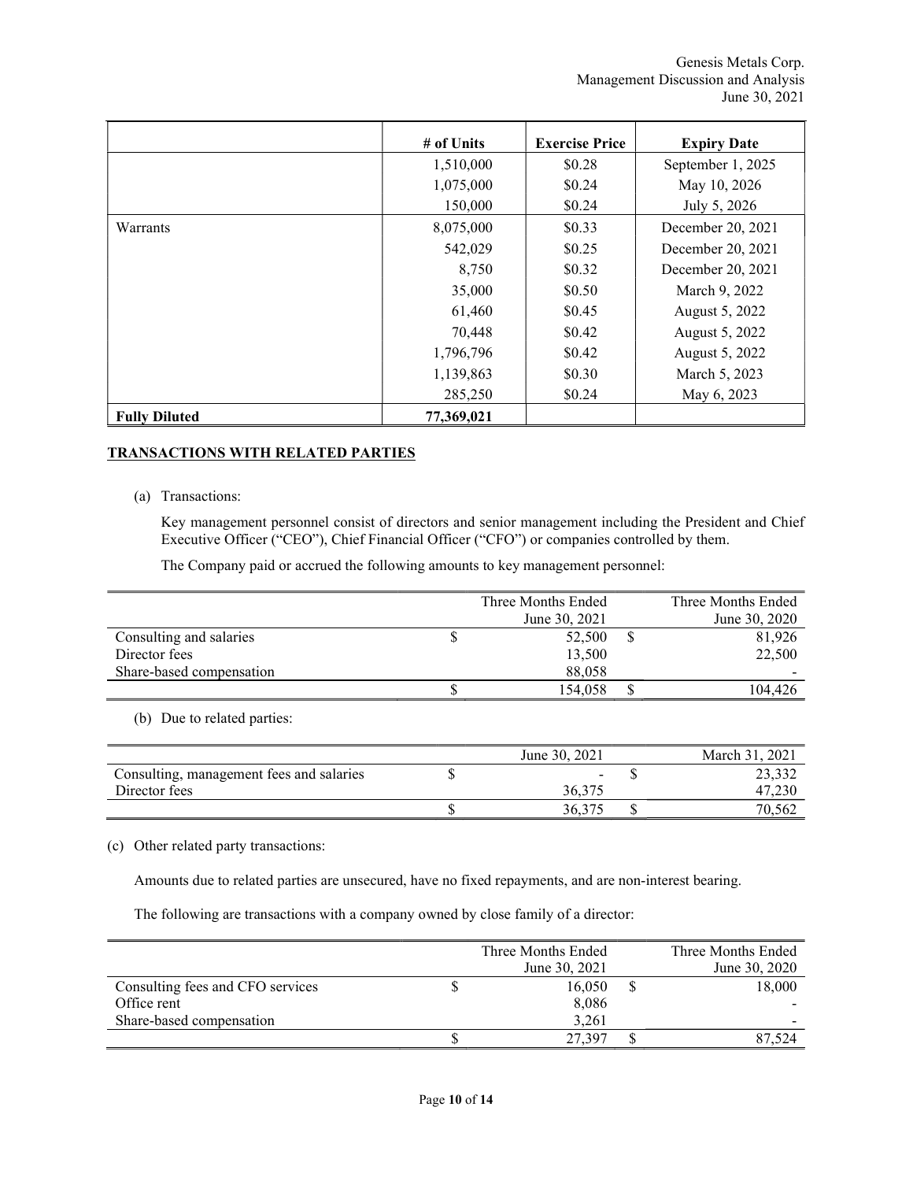| | # of Units | Exercise Price | Expiry Date |
|---|---|---|---|
| | 1,510,000 | $0.28 | September 1, 2025 |
| | 1,075,000 | $0.24 | May 10, 2026 |
| | 150,000 | $0.24 | July 5, 2026 |
| Warrants | 8,075,000 | $0.33 | December 20, 2021 |
| | 542,029 | $0.25 | December 20, 2021 |
| | 8,750 | $0.32 | December 20, 2021 |
| | 35,000 | $0.50 | March 9, 2022 |
| | 61,460 | $0.45 | August 5, 2022 |
| | 70,448 | $0.42 | August 5, 2022 |
| | 1,796,796 | $0.42 | August 5, 2022 |
| | 1,139,863 | $0.30 | March 5, 2023 |
| | 285,250 | $0.24 | May 6, 2023 |
| **Fully Diluted** | **77,369,021** | | |

## TRANSACTIONS WITH RELATED PARTIES

(a) Transactions:

Key management personnel consist of directors and senior management including the President and Chief Executive Officer ("CEO"), Chief Financial Officer ("CFO") or companies controlled by them.

The Company paid or accrued the following amounts to key management personnel:

| | Three Months Ended June 30, 2021 | Three Months Ended June 30, 2020 |
|---|---|---|
| Consulting and salaries | $ 52,500 | $ 81,926 |
| Director fees | 13,500 | 22,500 |
| Share-based compensation | 88,058 | - |
| | $ 154,058 | $ 104,426 |

(b) Due to related parties:

| | June 30, 2021 | March 31, 2021 |
|---|---|---|
| Consulting, management fees and salaries | $ - | $ 23,332 |
| Director fees | 36,375 | 47,230 |
| | $ 36,375 | $ 70,562 |

(c) Other related party transactions:

Amounts due to related parties are unsecured, have no fixed repayments, and are non-interest bearing.

The following are transactions with a company owned by close family of a director:

| | Three Months Ended June 30, 2021 | Three Months Ended June 30, 2020 |
|---|---|---|
| Consulting fees and CFO services | $ 16,050 | $ 18,000 |
| Office rent | 8,086 | - |
| Share-based compensation | 3,261 | - |
| | $ 27,397 | $ 87,524 |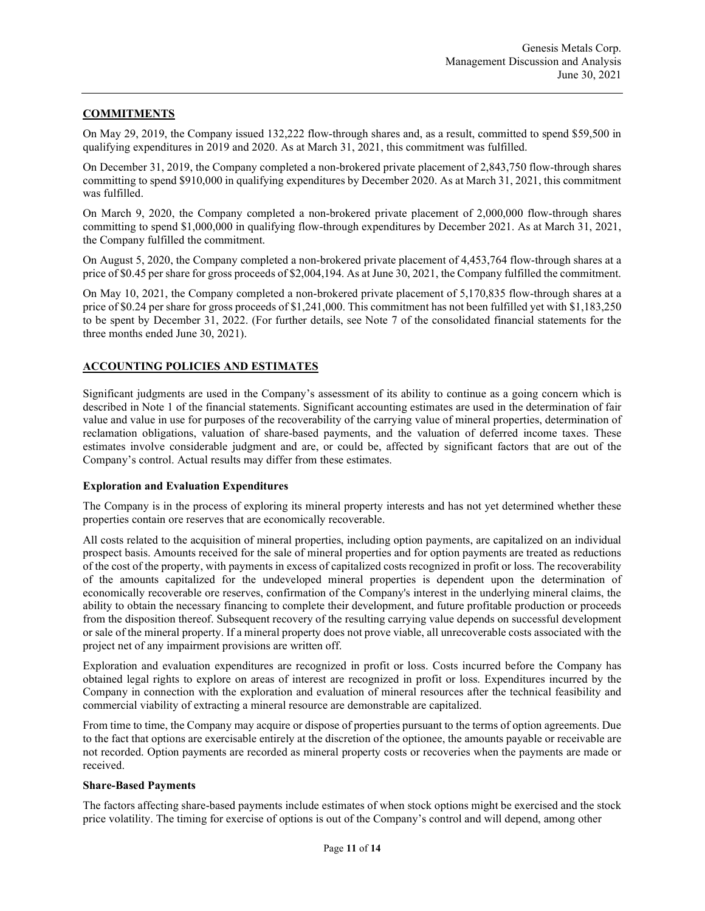## COMMITMENTS

On May 29, 2019, the Company issued 132,222 flow-through shares and, as a result, committed to spend $59,500 in qualifying expenditures in 2019 and 2020. As at March 31, 2021, this commitment was fulfilled.

On December 31, 2019, the Company completed a non-brokered private placement of 2,843,750 flow-through shares committing to spend $910,000 in qualifying expenditures by December 2020. As at March 31, 2021, this commitment was fulfilled.

On March 9, 2020, the Company completed a non-brokered private placement of 2,000,000 flow-through shares committing to spend $1,000,000 in qualifying flow-through expenditures by December 2021. As at March 31, 2021, the Company fulfilled the commitment.

On August 5, 2020, the Company completed a non-brokered private placement of 4,453,764 flow-through shares at a price of $0.45 per share for gross proceeds of $2,004,194. As at June 30, 2021, the Company fulfilled the commitment.

On May 10, 2021, the Company completed a non-brokered private placement of 5,170,835 flow-through shares at a price of $0.24 per share for gross proceeds of $1,241,000. This commitment has not been fulfilled yet with $1,183,250 to be spent by December 31, 2022. (For further details, see Note 7 of the consolidated financial statements for the three months ended June 30, 2021).

## ACCOUNTING POLICIES AND ESTIMATES

Significant judgments are used in the Company's assessment of its ability to continue as a going concern which is described in Note 1 of the financial statements. Significant accounting estimates are used in the determination of fair value and value in use for purposes of the recoverability of the carrying value of mineral properties, determination of reclamation obligations, valuation of share-based payments, and the valuation of deferred income taxes. These estimates involve considerable judgment and are, or could be, affected by significant factors that are out of the Company's control. Actual results may differ from these estimates.

### Exploration and Evaluation Expenditures

The Company is in the process of exploring its mineral property interests and has not yet determined whether these properties contain ore reserves that are economically recoverable.

All costs related to the acquisition of mineral properties, including option payments, are capitalized on an individual prospect basis. Amounts received for the sale of mineral properties and for option payments are treated as reductions of the cost of the property, with payments in excess of capitalized costs recognized in profit or loss. The recoverability of the amounts capitalized for the undeveloped mineral properties is dependent upon the determination of economically recoverable ore reserves, confirmation of the Company's interest in the underlying mineral claims, the ability to obtain the necessary financing to complete their development, and future profitable production or proceeds from the disposition thereof. Subsequent recovery of the resulting carrying value depends on successful development or sale of the mineral property. If a mineral property does not prove viable, all unrecoverable costs associated with the project net of any impairment provisions are written off.

Exploration and evaluation expenditures are recognized in profit or loss. Costs incurred before the Company has obtained legal rights to explore on areas of interest are recognized in profit or loss. Expenditures incurred by the Company in connection with the exploration and evaluation of mineral resources after the technical feasibility and commercial viability of extracting a mineral resource are demonstrable are capitalized.

From time to time, the Company may acquire or dispose of properties pursuant to the terms of option agreements. Due to the fact that options are exercisable entirely at the discretion of the optionee, the amounts payable or receivable are not recorded. Option payments are recorded as mineral property costs or recoveries when the payments are made or received.

### Share-Based Payments

The factors affecting share-based payments include estimates of when stock options might be exercised and the stock price volatility. The timing for exercise of options is out of the Company's control and will depend, among other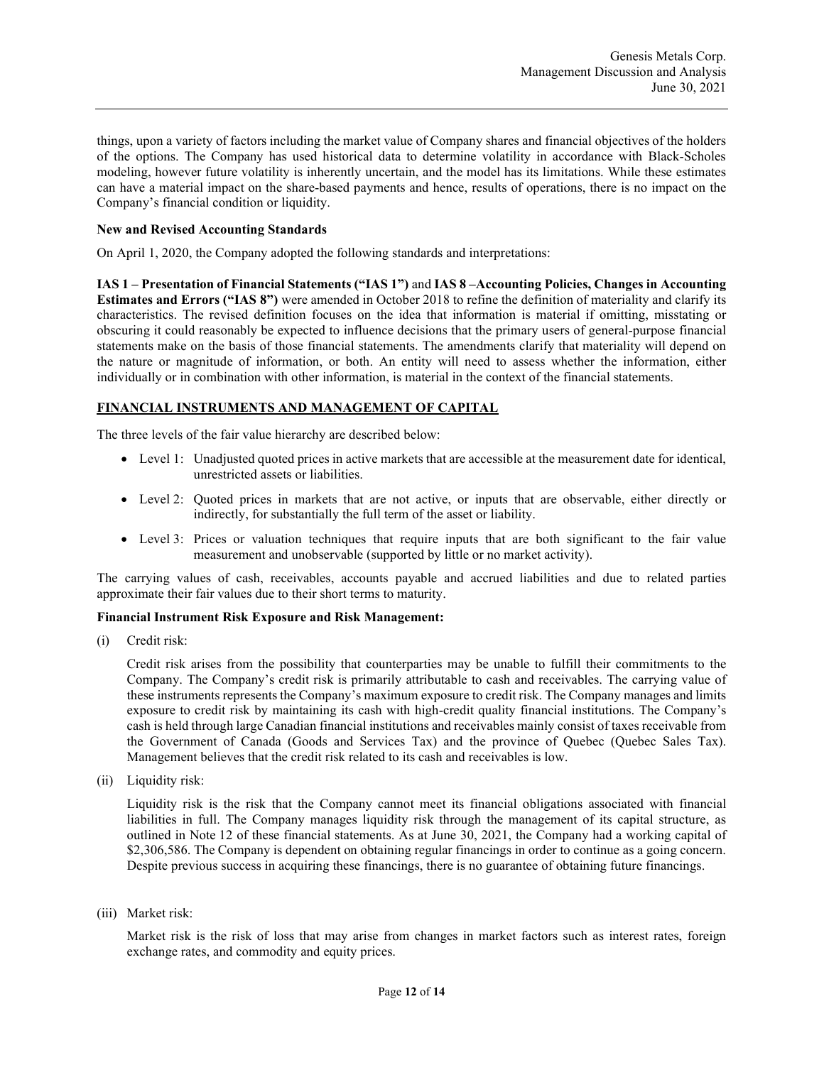things, upon a variety of factors including the market value of Company shares and financial objectives of the holders of the options. The Company has used historical data to determine volatility in accordance with Black-Scholes modeling, however future volatility is inherently uncertain, and the model has its limitations. While these estimates can have a material impact on the share-based payments and hence, results of operations, there is no impact on the Company's financial condition or liquidity.

**New and Revised Accounting Standards**

On April 1, 2020, the Company adopted the following standards and interpretations:

**IAS 1 – Presentation of Financial Statements ("IAS 1")** and **IAS 8 –Accounting Policies, Changes in Accounting Estimates and Errors ("IAS 8")** were amended in October 2018 to refine the definition of materiality and clarify its characteristics. The revised definition focuses on the idea that information is material if omitting, misstating or obscuring it could reasonably be expected to influence decisions that the primary users of general-purpose financial statements make on the basis of those financial statements. The amendments clarify that materiality will depend on the nature or magnitude of information, or both. An entity will need to assess whether the information, either individually or in combination with other information, is material in the context of the financial statements.

## FINANCIAL INSTRUMENTS AND MANAGEMENT OF CAPITAL

The three levels of the fair value hierarchy are described below:

- Level 1: Unadjusted quoted prices in active markets that are accessible at the measurement date for identical, unrestricted assets or liabilities.
- Level 2: Quoted prices in markets that are not active, or inputs that are observable, either directly or indirectly, for substantially the full term of the asset or liability.
- Level 3: Prices or valuation techniques that require inputs that are both significant to the fair value measurement and unobservable (supported by little or no market activity).

The carrying values of cash, receivables, accounts payable and accrued liabilities and due to related parties approximate their fair values due to their short terms to maturity.

**Financial Instrument Risk Exposure and Risk Management:**

(i) Credit risk:

Credit risk arises from the possibility that counterparties may be unable to fulfill their commitments to the Company. The Company's credit risk is primarily attributable to cash and receivables. The carrying value of these instruments represents the Company's maximum exposure to credit risk. The Company manages and limits exposure to credit risk by maintaining its cash with high-credit quality financial institutions. The Company's cash is held through large Canadian financial institutions and receivables mainly consist of taxes receivable from the Government of Canada (Goods and Services Tax) and the province of Quebec (Quebec Sales Tax). Management believes that the credit risk related to its cash and receivables is low.

(ii) Liquidity risk:

Liquidity risk is the risk that the Company cannot meet its financial obligations associated with financial liabilities in full. The Company manages liquidity risk through the management of its capital structure, as outlined in Note 12 of these financial statements. As at June 30, 2021, the Company had a working capital of $2,306,586. The Company is dependent on obtaining regular financings in order to continue as a going concern. Despite previous success in acquiring these financings, there is no guarantee of obtaining future financings.

(iii) Market risk:

Market risk is the risk of loss that may arise from changes in market factors such as interest rates, foreign exchange rates, and commodity and equity prices.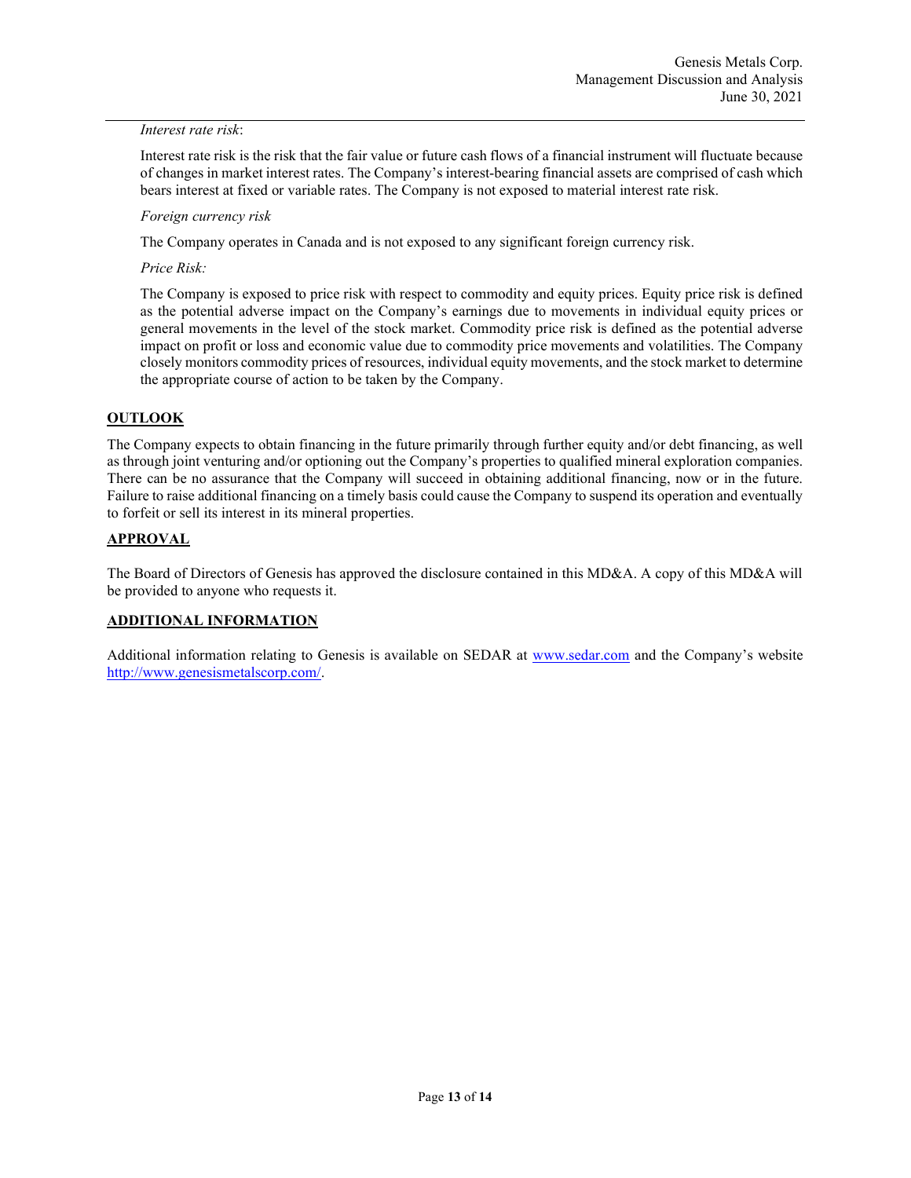*Interest rate risk*:

Interest rate risk is the risk that the fair value or future cash flows of a financial instrument will fluctuate because of changes in market interest rates. The Company's interest-bearing financial assets are comprised of cash which bears interest at fixed or variable rates. The Company is not exposed to material interest rate risk.

*Foreign currency risk*

The Company operates in Canada and is not exposed to any significant foreign currency risk.

*Price Risk:*

The Company is exposed to price risk with respect to commodity and equity prices. Equity price risk is defined as the potential adverse impact on the Company's earnings due to movements in individual equity prices or general movements in the level of the stock market. Commodity price risk is defined as the potential adverse impact on profit or loss and economic value due to commodity price movements and volatilities. The Company closely monitors commodity prices of resources, individual equity movements, and the stock market to determine the appropriate course of action to be taken by the Company.

## OUTLOOK

The Company expects to obtain financing in the future primarily through further equity and/or debt financing, as well as through joint venturing and/or optioning out the Company's properties to qualified mineral exploration companies. There can be no assurance that the Company will succeed in obtaining additional financing, now or in the future. Failure to raise additional financing on a timely basis could cause the Company to suspend its operation and eventually to forfeit or sell its interest in its mineral properties.

## APPROVAL

The Board of Directors of Genesis has approved the disclosure contained in this MD&A. A copy of this MD&A will be provided to anyone who requests it.

## ADDITIONAL INFORMATION

Additional information relating to Genesis is available on SEDAR at [www.sedar.com](http://www.sedar.com) and the Company's website [http://www.genesismetalscorp.com/](http://www.genesismetalscorp.com/).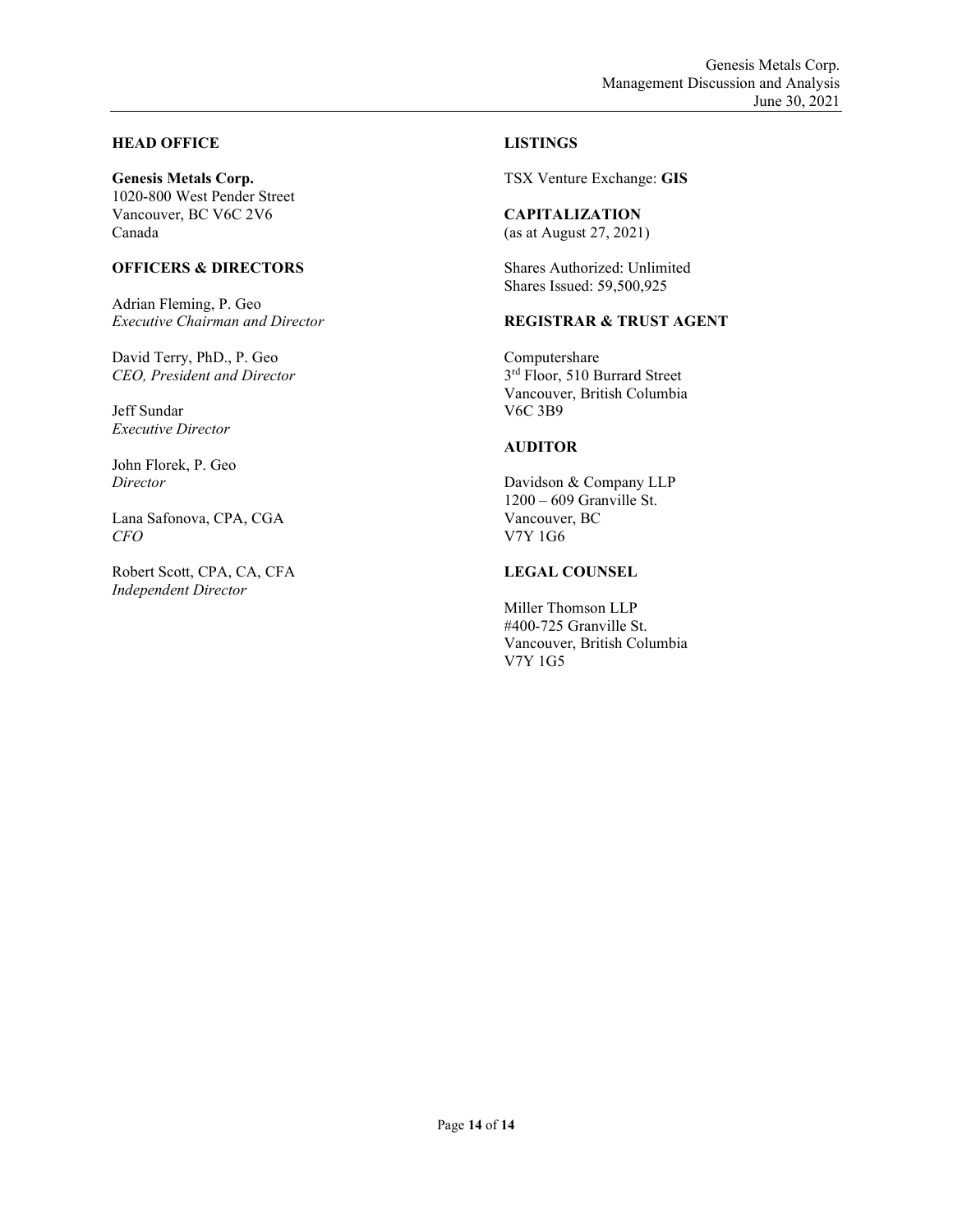### HEAD OFFICE

**Genesis Metals Corp.**
1020-800 West Pender Street
Vancouver, BC V6C 2V6
Canada

### OFFICERS & DIRECTORS

Adrian Fleming, P. Geo
*Executive Chairman and Director*

David Terry, PhD., P. Geo
*CEO, President and Director*

Jeff Sundar
*Executive Director*

John Florek, P. Geo
*Director*

Lana Safonova, CPA, CGA
*CFO*

Robert Scott, CPA, CA, CFA
*Independent Director*

### LISTINGS

TSX Venture Exchange: **GIS**

### CAPITALIZATION

(as at August 27, 2021)

Shares Authorized: Unlimited
Shares Issued: 59,500,925

### REGISTRAR & TRUST AGENT

Computershare
3rd Floor, 510 Burrard Street
Vancouver, British Columbia
V6C 3B9

### AUDITOR

Davidson & Company LLP
1200 – 609 Granville St.
Vancouver, BC
V7Y 1G6

### LEGAL COUNSEL

Miller Thomson LLP
#400-725 Granville St.
Vancouver, British Columbia
V7Y 1G5